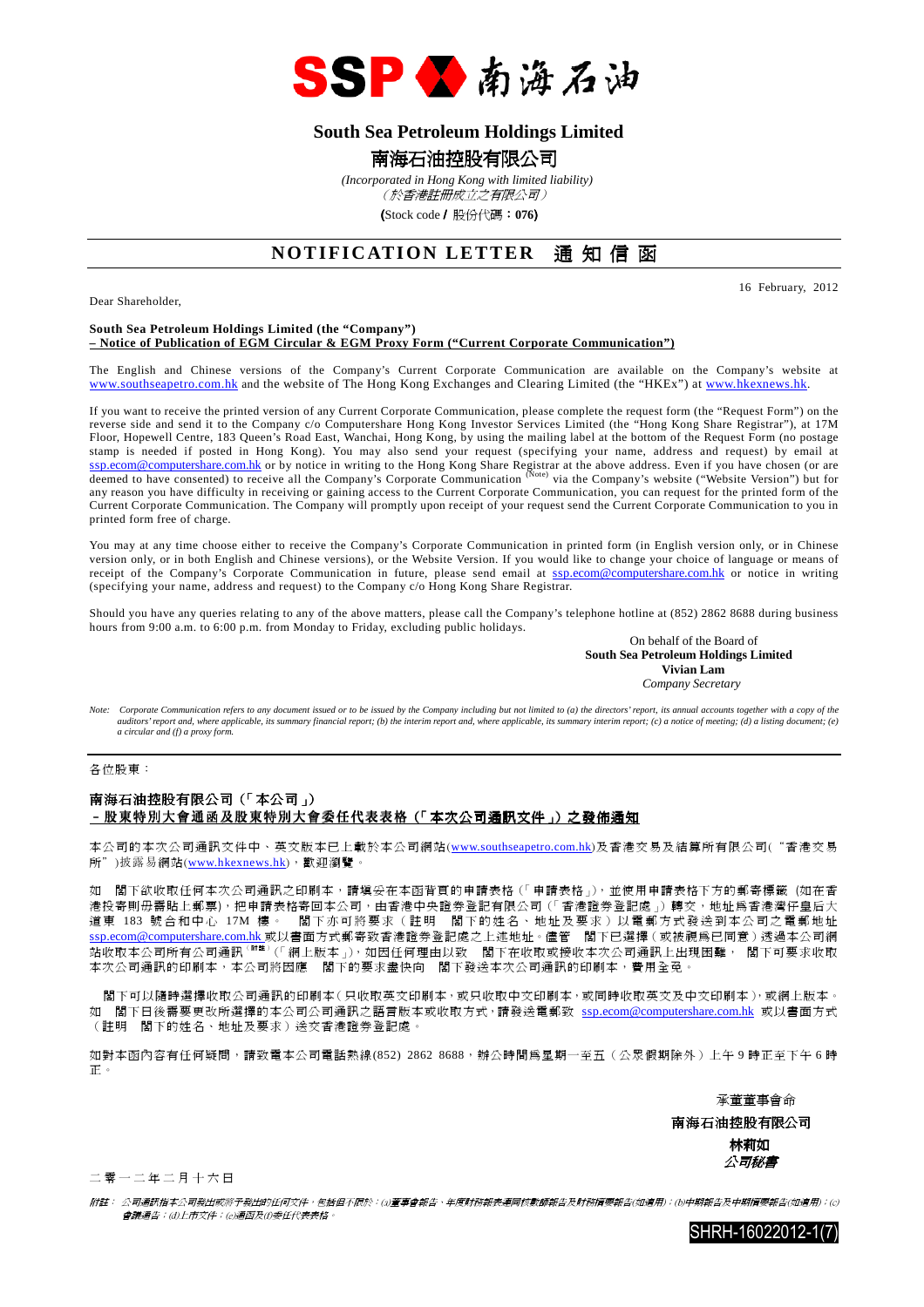# South Sea Petroleum Holdings Limited

# 南海石油控股有限公司

*(Incorporated in Hong Kong with limited liability)*
*（於香港註冊成立之有限公司）*

**(**Stock code **/** 股份代碼：**076)**

## NOTIFICATION LETTER 通知信函

16 February, 2012

Dear Shareholder,

**South Sea Petroleum Holdings Limited (the "Company")**
**– Notice of Publication of EGM Circular & EGM Proxy Form ("Current Corporate Communication")**

The English and Chinese versions of the Company's Current Corporate Communication are available on the Company's website at www.southseapetro.com.hk and the website of The Hong Kong Exchanges and Clearing Limited (the "HKEx") at www.hkexnews.hk.

If you want to receive the printed version of any Current Corporate Communication, please complete the request form (the "Request Form") on the reverse side and send it to the Company c/o Computershare Hong Kong Investor Services Limited (the "Hong Kong Share Registrar"), at 17M Floor, Hopewell Centre, 183 Queen's Road East, Wanchai, Hong Kong, by using the mailing label at the bottom of the Request Form (no postage stamp is needed if posted in Hong Kong). You may also send your request (specifying your name, address and request) by email at ssp.ecom@computershare.com.hk or by notice in writing to the Hong Kong Share Registrar at the above address. Even if you have chosen (or are deemed to have consented) to receive all the Company's Corporate Communication [(Note)] via the Company's website ("Website Version") but for any reason you have difficulty in receiving or gaining access to the Current Corporate Communication, you can request for the printed form of the Current Corporate Communication. The Company will promptly upon receipt of your request send the Current Corporate Communication to you in printed form free of charge.

You may at any time choose either to receive the Company's Corporate Communication in printed form (in English version only, or in Chinese version only, or in both English and Chinese versions), or the Website Version. If you would like to change your choice of language or means of receipt of the Company's Corporate Communication in future, please send email at ssp.ecom@computershare.com.hk or notice in writing (specifying your name, address and request) to the Company c/o Hong Kong Share Registrar.

Should you have any queries relating to any of the above matters, please call the Company's telephone hotline at (852) 2862 8688 during business hours from 9:00 a.m. to 6:00 p.m. from Monday to Friday, excluding public holidays.

On behalf of the Board of
**South Sea Petroleum Holdings Limited**
**Vivian Lam**
*Company Secretary*

*Note: Corporate Communication refers to any document issued or to be issued by the Company including but not limited to (a) the directors' report, its annual accounts together with a copy of the auditors' report and, where applicable, its summary financial report; (b) the interim report and, where applicable, its summary interim report; (c) a notice of meeting; (d) a listing document; (e) a circular and (f) a proxy form.*

---

各位股東：

**南海石油控股有限公司（「本公司」）**
**－股東特別大會通函及股東特別大會委任代表表格（「本次公司通訊文件」）之發佈通知**

本公司的本次公司通訊文件中、英文版本已上載於本公司網站(www.southseapetro.com.hk)及香港交易及結算所有限公司("香港交易所")披露易網站(www.hkexnews.hk)，歡迎瀏覽。

如 閣下欲收取任何本次公司通訊之印刷本，請填妥在本函背頁的申請表格（「申請表格」），並使用申請表格下方的郵寄標籤（如在香港投寄則毋需貼上郵票），把申請表格寄回本公司，由香港中央證券登記有限公司（「香港證券登記處」）轉交，地址為香港灣仔皇后大道東 183 號合和中心 17M 樓。 閣下亦可將要求（註明 閣下的姓名、地址及要求）以電郵方式發送到本公司之電郵地址 ssp.ecom@computershare.com.hk 或以書面方式郵寄致香港證券登記處之上述地址。儘管 閣下已選擇（或被視為已同意）透過本公司網站收取本公司所有公司通訊[(附註)]（「網上版本」），如因任何理由以致 閣下在收取或接收本次公司通訊上出現困難， 閣下可要求收取本次公司通訊的印刷本，本公司將因應 閣下的要求盡快向 閣下發送本次公司通訊的印刷本，費用全免。

閣下可以隨時選擇收取公司通訊的印刷本（只收取英文印刷本，或只收取中文印刷本，或同時收取英文及中文印刷本），或網上版本。如 閣下日後需要更改所選擇的本公司公司通訊之語言版本或收取方式，請發送電郵致 ssp.ecom@computershare.com.hk 或以書面方式（註明 閣下的姓名、地址及要求）送交香港證券登記處。

如對本函內容有任何疑問，請致電本公司電話熱線(852) 2862 8688，辦公時間為星期一至五（公眾假期除外）上午 9 時正至下午 6 時正。

承董事會命
**南海石油控股有限公司**
**林莉如**
***公司秘書***

二零一二年二月十六日

*附註： 公司通訊指本公司刊發或將予刊發的任何文件，包括但不限於：(a)董事會報告、年度財務報表連同核數師報告及財務摘要報告(如適用)；(b)中期報告及中期摘要報告(如適用)；(c)會議通告；(d)上市文件；(e)通函及(f)委任代表表格。*

SHRH-16022012-1(7)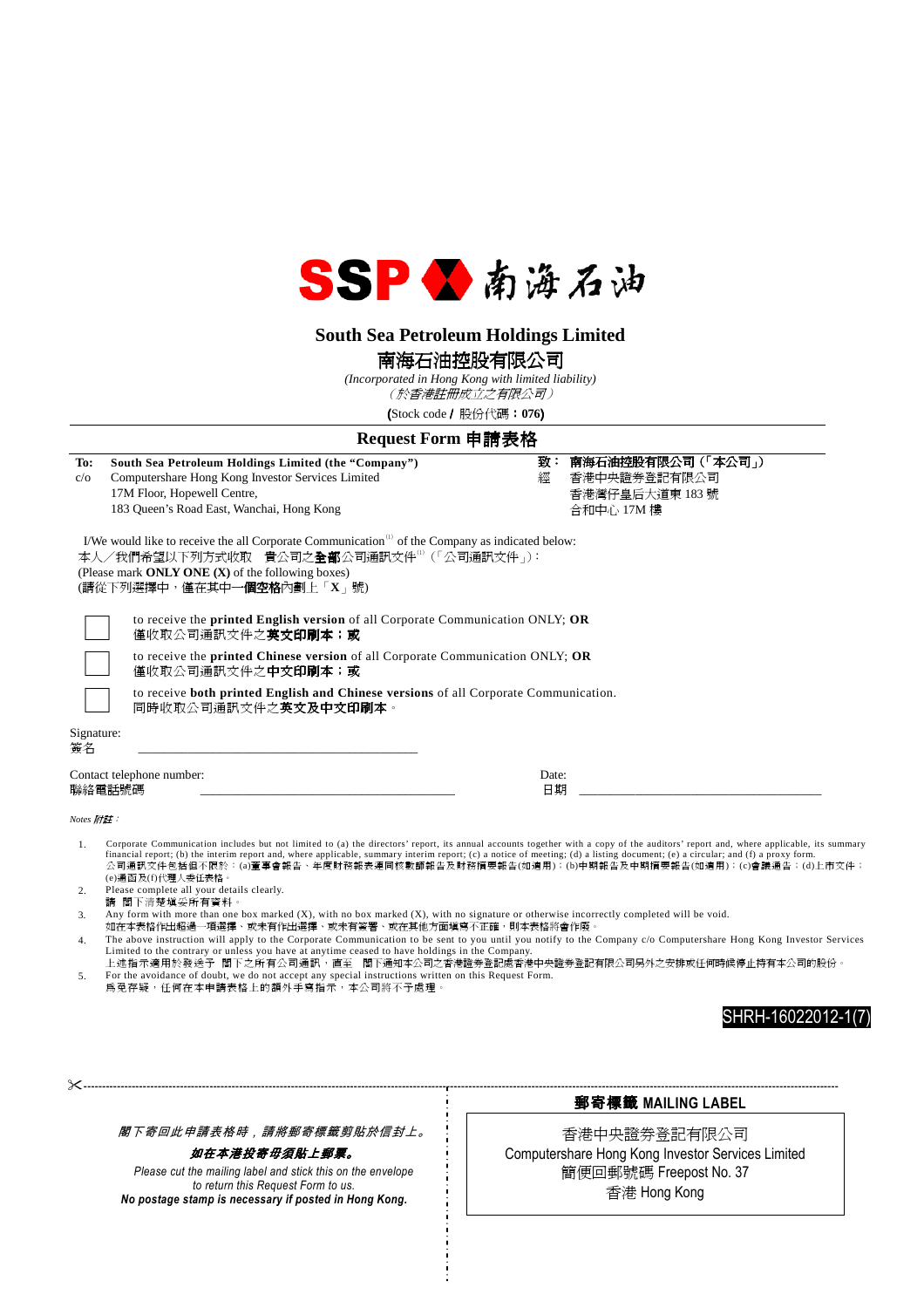SSP 南海石油

# South Sea Petroleum Holdings Limited

# 南海石油控股有限公司

*(Incorporated in Hong Kong with limited liability)*
*（於香港註冊成立之有限公司）*

**(**Stock code / 股份代碼：**076)**

## Request Form 申請表格

**To:** **South Sea Petroleum Holdings Limited (the "Company")**
c/o Computershare Hong Kong Investor Services Limited
17M Floor, Hopewell Centre,
183 Queen's Road East, Wanchai, Hong Kong

**致：** **南海石油控股有限公司（「本公司」）**
經 香港中央證券登記有限公司
香港灣仔皇后大道東 183 號
合和中心 17M 樓

I/We would like to receive the all Corporate Communication[1] of the Company as indicated below:
本人／我們希望以下列方式收取 貴公司之**全部**公司通訊文件[1]（「公司通訊文件」）：
(Please mark **ONLY ONE (X)** of the following boxes)
(請從下列選擇中，僅在其中**一個空格**內劃上「**X**」號)

☐ to receive the **printed English version** of all Corporate Communication ONLY; **OR**
僅收取公司通訊文件之**英文印刷本；或**

☐ to receive the **printed Chinese version** of all Corporate Communication ONLY; **OR**
僅收取公司通訊文件之**中文印刷本；或**

☐ to receive **both printed English and Chinese versions** of all Corporate Communication.
同時收取公司通訊文件之**英文及中文印刷本**。

Signature:
簽名 ______________________________

Contact telephone number:
聯絡電話號碼 ______________________________

Date:
日期 ______________________________

*Notes 附註：*

1. Corporate Communication includes but not limited to (a) the directors' report, its annual accounts together with a copy of the auditors' report and, where applicable, its summary financial report; (b) the interim report and, where applicable, summary interim report; (c) a notice of meeting; (d) a listing document; (e) a circular; and (f) a proxy form.
公司通訊文件包括但不限於：(a)董事會報告、年度財務報表連同核數師報告及財務摘要報告(如適用)；(b)中期報告及中期摘要報告(如適用)；(c)會議通告；(d)上市文件；(e)通函及(f)代理人委任表格。
2. Please complete all your details clearly.
請 閣下清楚填妥所有資料。
3. Any form with more than one box marked (X), with no box marked (X), with no signature or otherwise incorrectly completed will be void.
如在本表格作出超過一項選擇、或未有作出選擇、或未有簽署、或在其他方面填寫不正確，則本表格將會作廢。
4. The above instruction will apply to the Corporate Communication to be sent to you until you notify to the Company c/o Computershare Hong Kong Investor Services Limited to the contrary or unless you have at anytime ceased to have holdings in the Company.
上述指示適用於發送予 閣下之所有公司通訊，直至 閣下通知本公司之香港證券登記處香港中央證券登記有限公司另外之安排或任何時候停止持有本公司的股份。
5. For the avoidance of doubt, we do not accept any special instructions written on this Request Form.
為免存疑，任何在本申請表格上的額外手寫指示，本公司將不予處理。

SHRH-16022012-1(7)

---

*閣下寄回此申請表格時，請將郵寄標籤剪貼於信封上。*
***如在本港投寄毋須貼上郵票。***
*Please cut the mailing label and stick this on the envelope to return this Request Form to us.*
***No postage stamp is necessary if posted in Hong Kong.***

**郵寄標籤 MAILING LABEL**

香港中央證券登記有限公司
Computershare Hong Kong Investor Services Limited
簡便回郵號碼 Freepost No. 37
香港 Hong Kong